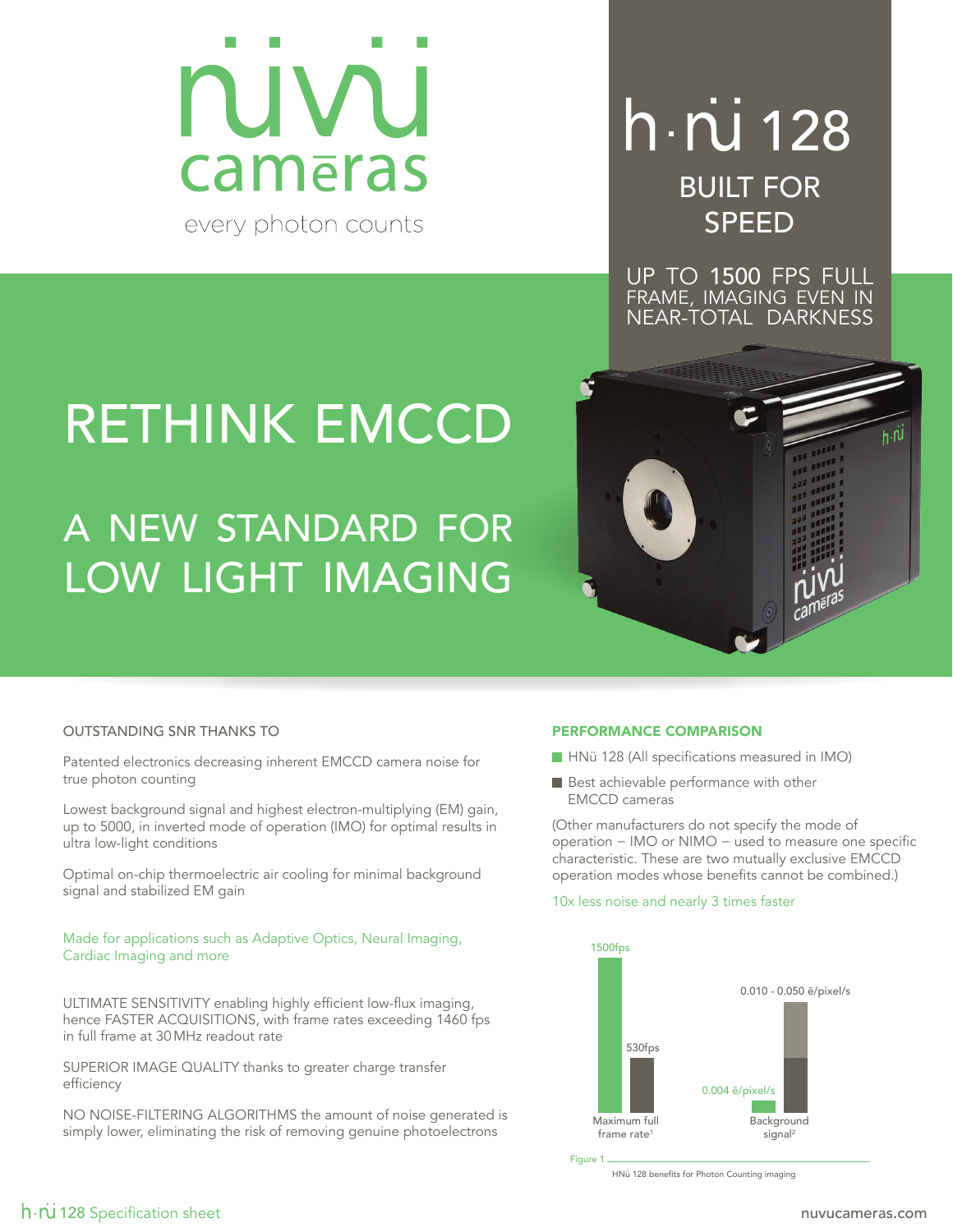# nüvü cameras

every photon counts

# h·nü 128

BUILT FOR SPEED

UP TO 1500 FPS FULL FRAME, IMAGING EVEN IN NEAR-TOTAL DARKNESS

# RETHINK EMCCD

## A NEW STANDARD FOR LOW LIGHT IMAGING

### OUTSTANDING SNR THANKS TO

Patented electronics decreasing inherent EMCCD camera noise for true photon counting

Lowest background signal and highest electron-multiplying (EM) gain, up to 5000, in inverted mode of operation (IMO) for optimal results in ultra low-light conditions

Optimal on-chip thermoelectric air cooling for minimal background signal and stabilized EM gain

Made for applications such as Adaptive Optics, Neural Imaging, Cardiac Imaging and more

ULTIMATE SENSITIVITY enabling highly efficient low-flux imaging, hence FASTER ACQUISITIONS, with frame rates exceeding 1460 fps in full frame at 30 MHz readout rate

SUPERIOR IMAGE QUALITY thanks to greater charge transfer efficiency

NO NOISE-FILTERING ALGORITHMS the amount of noise generated is simply lower, eliminating the risk of removing genuine photoelectrons

### PERFORMANCE COMPARISON

- HNü 128 (All specifications measured in IMO)
- Best achievable performance with other EMCCD cameras

(Other manufacturers do not specify the mode of operation – IMO or NIMO – used to measure one specific characteristic. These are two mutually exclusive EMCCD operation modes whose benefits cannot be combined.)

10x less noise and nearly 3 times faster

| | HNü 128 | Other EMCCD cameras |
|---|---|---|
| Maximum full frame rate[1] | 1500fps | 530fps |
| Background signal[2] | 0.004 ē/pixel/s | 0.010 - 0.050 ē/pixel/s |

Figure 1 HNü 128 benefits for Photon Counting imaging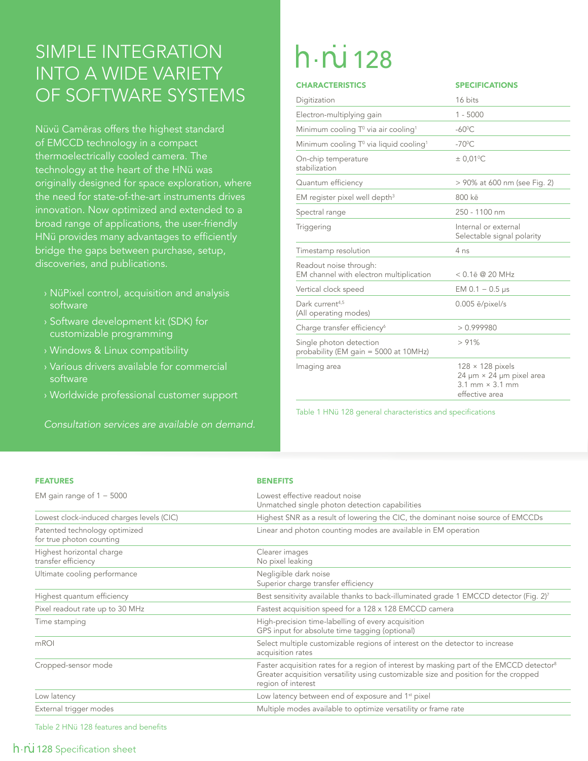# SIMPLE INTEGRATION INTO A WIDE VARIETY OF SOFTWARE SYSTEMS

Nüvü Camēras offers the highest standard of EMCCD technology in a compact thermoelectrically cooled camera. The technology at the heart of the HNü was originally designed for space exploration, where the need for state-of-the-art instruments drives innovation. Now optimized and extended to a broad range of applications, the user-friendly HNü provides many advantages to efficiently bridge the gaps between purchase, setup, discoveries, and publications.

- NüPixel control, acquisition and analysis software
- Software development kit (SDK) for customizable programming
- Windows & Linux compatibility
- Various drivers available for commercial software
- Worldwide professional customer support

*Consultation services are available on demand.*

# h·nü 128

| CHARACTERISTICS | SPECIFICATIONS |
|---|---|
| Digitization | 16 bits |
| Electron-multiplying gain | 1 - 5000 |
| Minimum cooling T⁰ via air cooling[1] | -60⁰C |
| Minimum cooling T⁰ via liquid cooling[1] | -70⁰C |
| On-chip temperature stabilization | ± 0,01⁰C |
| Quantum efficiency | > 90% at 600 nm (see Fig. 2) |
| EM register pixel well depth[3] | 800 kē |
| Spectral range | 250 - 1100 nm |
| Triggering | Internal or external<br>Selectable signal polarity |
| Timestamp resolution | 4 ns |
| Readout noise through:<br>EM channel with electron multiplication | < 0.1ē @ 20 MHz |
| Vertical clock speed | EM 0.1 – 0.5 µs |
| Dark current[4,5]<br>(All operating modes) | 0.005 ē/pixel/s |
| Charge transfer efficiency[6] | > 0.999980 |
| Single photon detection probability (EM gain = 5000 at 10MHz) | > 91% |
| Imaging area | 128 × 128 pixels<br>24 µm × 24 µm pixel area<br>3.1 mm × 3.1 mm effective area |

Table 1 HNü 128 general characteristics and specifications

| FEATURES | BENEFITS |
|---|---|
| EM gain range of 1 – 5000 | Lowest effective readout noise<br>Unmatched single photon detection capabilities |
| Lowest clock-induced charges levels (CIC) | Highest SNR as a result of lowering the CIC, the dominant noise source of EMCCDs |
| Patented technology optimized for true photon counting | Linear and photon counting modes are available in EM operation |
| Highest horizontal charge transfer efficiency | Clearer images<br>No pixel leaking |
| Ultimate cooling performance | Negligible dark noise<br>Superior charge transfer efficiency |
| Highest quantum efficiency | Best sensitivity available thanks to back-illuminated grade 1 EMCCD detector (Fig. 2)[7] |
| Pixel readout rate up to 30 MHz | Fastest acquisition speed for a 128 x 128 EMCCD camera |
| Time stamping | High-precision time-labelling of every acquisition<br>GPS input for absolute time tagging (optional) |
| mROI | Select multiple customizable regions of interest on the detector to increase acquisition rates |
| Cropped-sensor mode | Faster acquisition rates for a region of interest by masking part of the EMCCD detector[8]<br>Greater acquisition versatility using customizable size and position for the cropped region of interest |
| Low latency | Low latency between end of exposure and 1st pixel |
| External trigger modes | Multiple modes available to optimize versatility or frame rate |

Table 2 HNü 128 features and benefits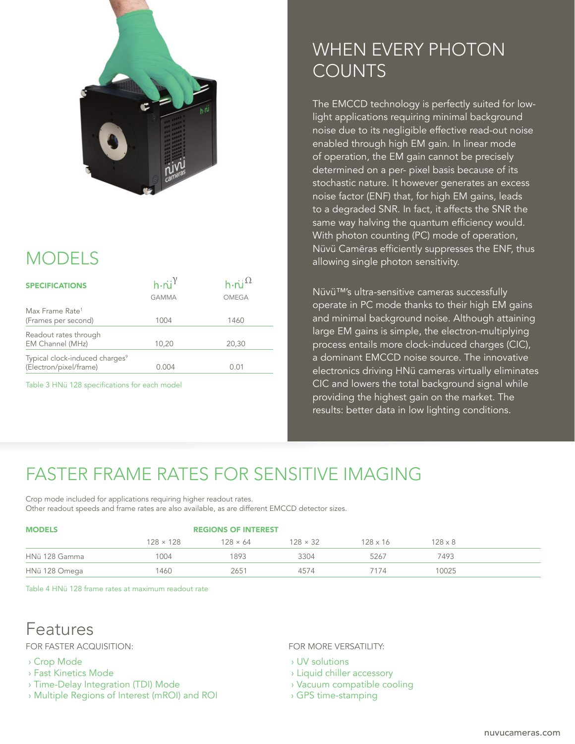## MODELS

| SPECIFICATIONS | h·nü[γ] GAMMA | h·nü[Ω] OMEGA |
|---|---|---|
| Max Frame Rate[1] (Frames per second) | 1004 | 1460 |
| Readout rates through EM Channel (MHz) | 10,20 | 20,30 |
| Typical clock-induced charges[9] (Electron/pixel/frame) | 0.004 | 0.01 |

Table 3 HNü 128 specifications for each model

## WHEN EVERY PHOTON COUNTS

The EMCCD technology is perfectly suited for low-light applications requiring minimal background noise due to its negligible effective read-out noise enabled through high EM gain. In linear mode of operation, the EM gain cannot be precisely determined on a per- pixel basis because of its stochastic nature. It however generates an excess noise factor (ENF) that, for high EM gains, leads to a degraded SNR. In fact, it affects the SNR the same way halving the quantum efficiency would. With photon counting (PC) mode of operation, Nüvü Camēras efficiently suppresses the ENF, thus allowing single photon sensitivity.

Nüvü™'s ultra-sensitive cameras successfully operate in PC mode thanks to their high EM gains and minimal background noise. Although attaining large EM gains is simple, the electron-multiplying process entails more clock-induced charges (CIC), a dominant EMCCD noise source. The innovative electronics driving HNü cameras virtually eliminates CIC and lowers the total background signal while providing the highest gain on the market. The results: better data in low lighting conditions.

## FASTER FRAME RATES FOR SENSITIVE IMAGING

Crop mode included for applications requiring higher readout rates.
Other readout speeds and frame rates are also available, as are different EMCCD detector sizes.

| MODELS | REGIONS OF INTEREST | | | | |
|---|---|---|---|---|---|
| | 128 × 128 | 128 × 64 | 128 × 32 | 128 x 16 | 128 x 8 |
| HNü 128 Gamma | 1004 | 1893 | 3304 | 5267 | 7493 |
| HNü 128 Omega | 1460 | 2651 | 4574 | 7174 | 10025 |

Table 4 HNü 128 frame rates at maximum readout rate

## Features

FOR FASTER ACQUISITION:

- Crop Mode
- Fast Kinetics Mode
- Time-Delay Integration (TDI) Mode
- Multiple Regions of Interest (mROI) and ROI

FOR MORE VERSATILITY:

- UV solutions
- Liquid chiller accessory
- Vacuum compatible cooling
- GPS time-stamping

nuvucameras.com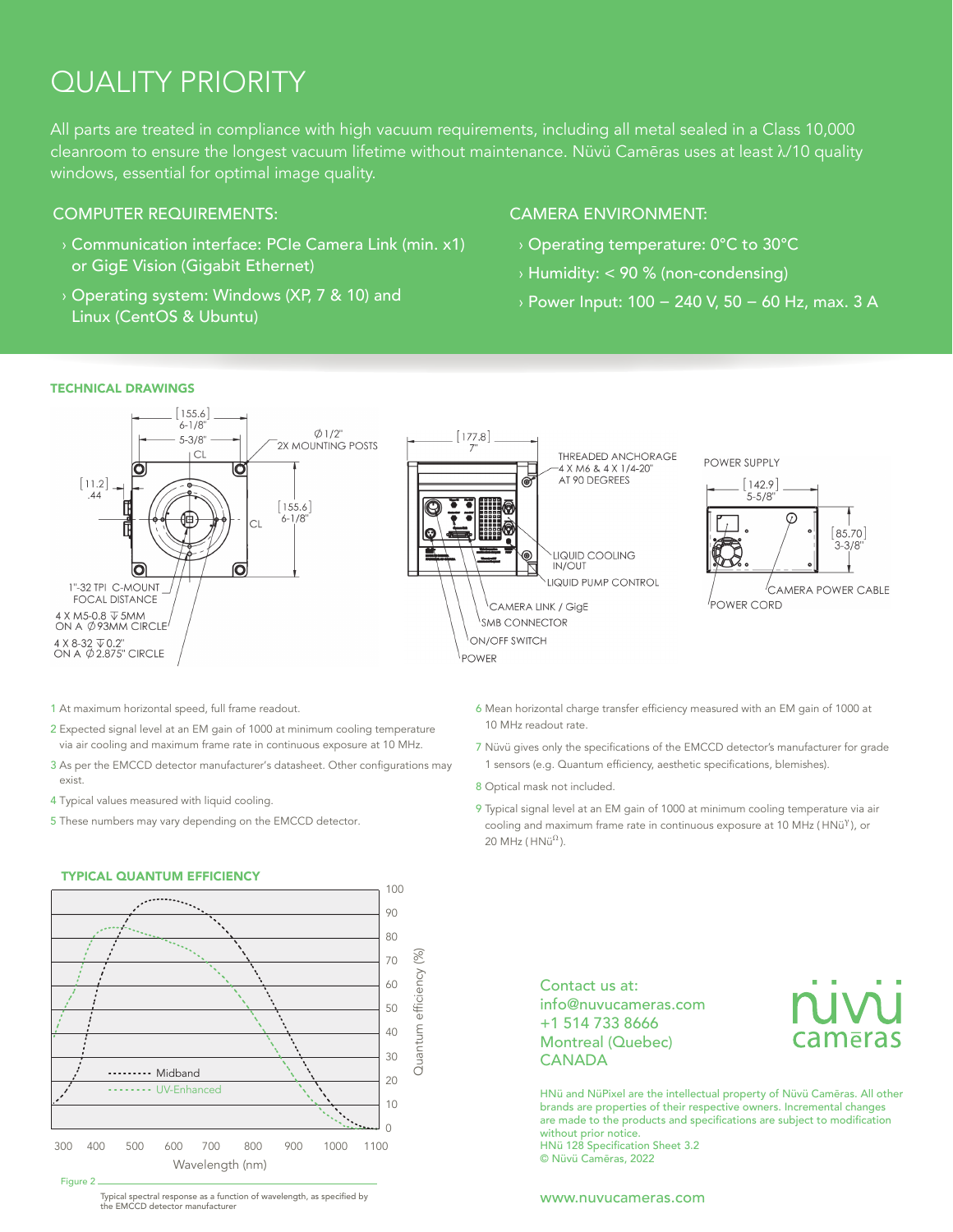# QUALITY PRIORITY

All parts are treated in compliance with high vacuum requirements, including all metal sealed in a Class 10,000 cleanroom to ensure the longest vacuum lifetime without maintenance. Nüvü Camēras uses at least λ/10 quality windows, essential for optimal image quality.

## COMPUTER REQUIREMENTS:

- Communication interface: PCIe Camera Link (min. x1) or GigE Vision (Gigabit Ethernet)
- Operating system: Windows (XP, 7 & 10) and Linux (CentOS & Ubuntu)

## CAMERA ENVIRONMENT:

- Operating temperature: 0°C to 30°C
- Humidity: < 90 % (non-condensing)
- Power Input: 100 – 240 V, 50 – 60 Hz, max. 3 A

### TECHNICAL DRAWINGS

[155.6]
6-1/8"
5-3/8"
CL
Ø 1/2"
2X MOUNTING POSTS
[11.2]
.44
[155.6]
6-1/8"
CL
1"-32 TPI C-MOUNT
FOCAL DISTANCE
4 X M5-0.8 ↧ 5MM
ON A Ø93MM CIRCLE
4 X 8-32 ↧ 0.2"
ON A Ø 2.875" CIRCLE

[177.8]
7"
THREADED ANCHORAGE
4 X M6 & 4 X 1/4-20"
AT 90 DEGREES
LIQUID COOLING
IN/OUT
LIQUID PUMP CONTROL
CAMERA LINK / GigE
SMB CONNECTOR
ON/OFF SWITCH
POWER

POWER SUPPLY
[142.9]
5-5/8"
[85.70]
3-3/8"
CAMERA POWER CABLE
POWER CORD

1 At maximum horizontal speed, full frame readout.

2 Expected signal level at an EM gain of 1000 at minimum cooling temperature via air cooling and maximum frame rate in continuous exposure at 10 MHz.

3 As per the EMCCD detector manufacturer's datasheet. Other configurations may exist.

4 Typical values measured with liquid cooling.

5 These numbers may vary depending on the EMCCD detector.

6 Mean horizontal charge transfer efficiency measured with an EM gain of 1000 at 10 MHz readout rate.

7 Nüvü gives only the specifications of the EMCCD detector's manufacturer for grade 1 sensors (e.g. Quantum efficiency, aesthetic specifications, blemishes).

8 Optical mask not included.

9 Typical signal level at an EM gain of 1000 at minimum cooling temperature via air cooling and maximum frame rate in continuous exposure at 10 MHz (HNü$^{\gamma}$), or 20 MHz (HNü$^{\Omega}$).

### TYPICAL QUANTUM EFFICIENCY

Quantum efficiency (%)
100
90
80
70
60
50
40
30
20
10
0

Midband
UV-Enhanced

300 400 500 600 700 800 900 1000 1100
Wavelength (nm)

Figure 2

Typical spectral response as a function of wavelength, as specified by the EMCCD detector manufacturer

Contact us at:
info@nuvucameras.com
+1 514 733 8666
Montreal (Quebec)
CANADA

nüvü camēras

HNü and NüPixel are the intellectual property of Nüvü Camēras. All other brands are properties of their respective owners. Incremental changes are made to the products and specifications are subject to modification without prior notice.
HNü 128 Specification Sheet 3.2
© Nüvü Camēras, 2022

www.nuvucameras.com